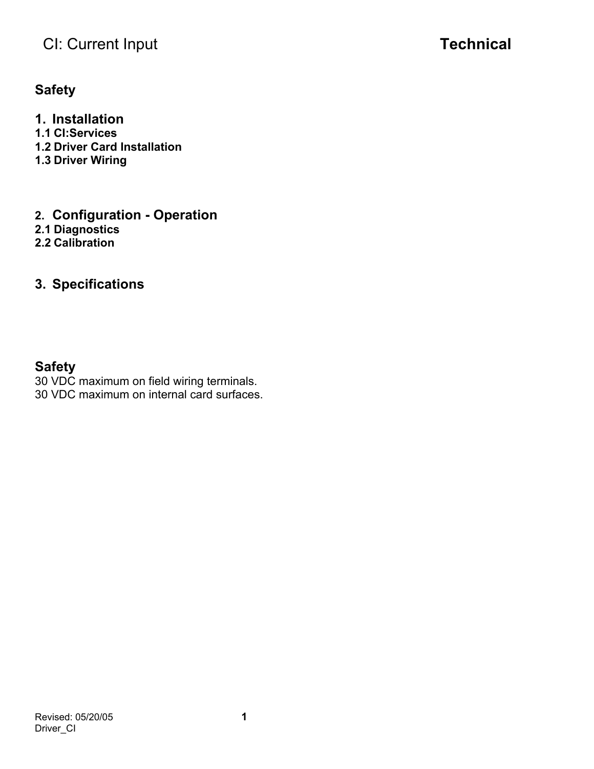# CI: Current Input **Technical**

**Safety**

## 1. Installation

**1.1 CI:Services**
**1.2 Driver Card Installation**
**1.3 Driver Wiring**

## 2. Configuration - Operation

**2.1 Diagnostics**
**2.2 Calibration**

## 3. Specifications

## Safety

30 VDC maximum on field wiring terminals.
30 VDC maximum on internal card surfaces.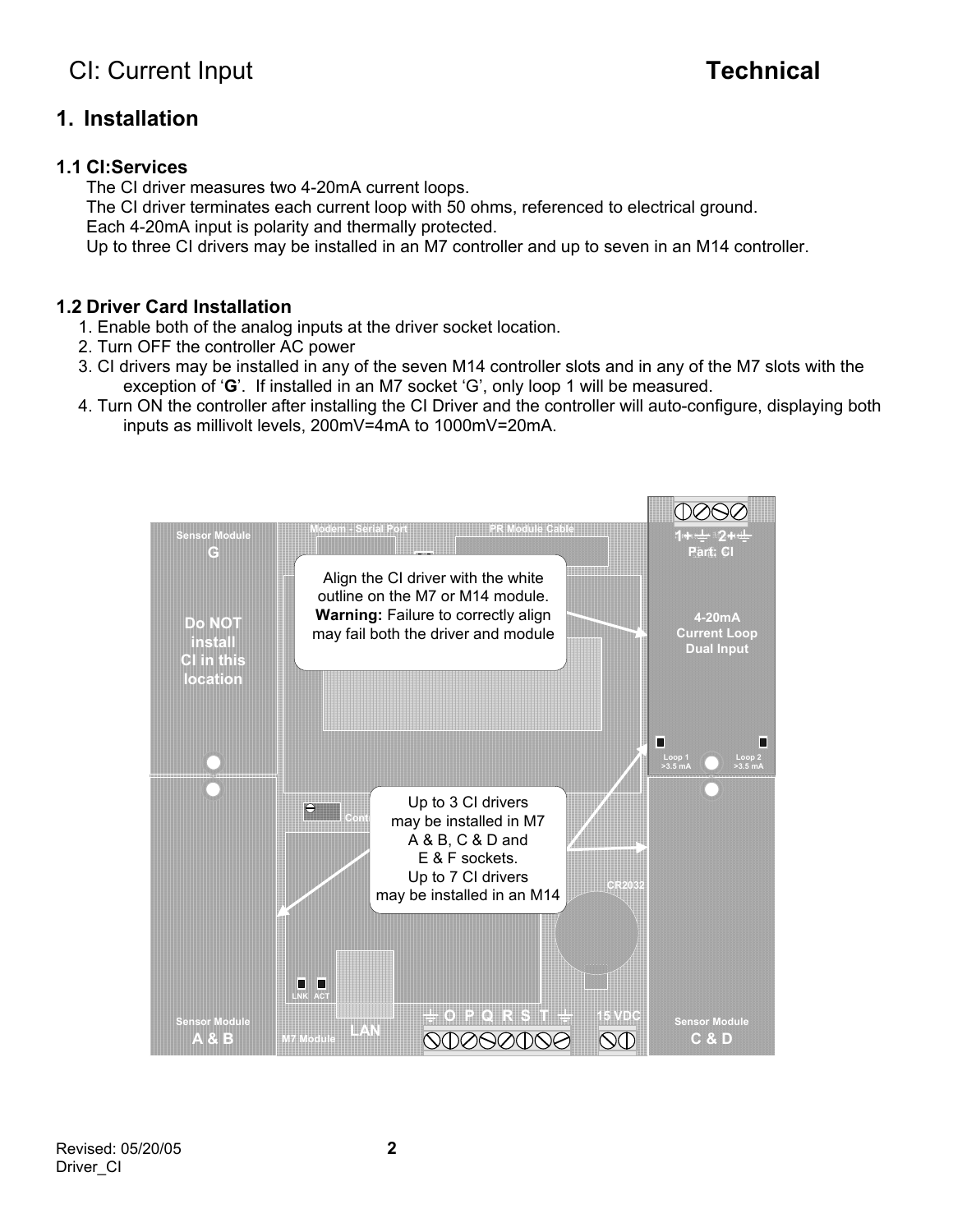# CI: Current Input **Technical**

## 1. Installation

### 1.1 CI:Services

The CI driver measures two 4-20mA current loops.
The CI driver terminates each current loop with 50 ohms, referenced to electrical ground.
Each 4-20mA input is polarity and thermally protected.
Up to three CI drivers may be installed in an M7 controller and up to seven in an M14 controller.

### 1.2 Driver Card Installation

1. Enable both of the analog inputs at the driver socket location.
2. Turn OFF the controller AC power
3. CI drivers may be installed in any of the seven M14 controller slots and in any of the M7 slots with the exception of '**G**'. If installed in an M7 socket 'G', only loop 1 will be measured.
4. Turn ON the controller after installing the CI Driver and the controller will auto-configure, displaying both inputs as millivolt levels, 200mV=4mA to 1000mV=20mA.

Align the CI driver with the white outline on the M7 or M14 module. **Warning:** Failure to correctly align may fail both the driver and module

Up to 3 CI drivers may be installed in M7 A & B, C & D and E & F sockets. Up to 7 CI drivers may be installed in an M14

Sensor Module G — Do NOT install CI in this location

Modem - Serial Port | PR Module Cable

1+ ⏚ 2+ ⏚ — Part: CI — 4-20mA Current Loop Dual Input — Loop 1 >3.5 mA — Loop 2 >3.5 mA

Sensor Module A & B | M7 Module | LNK ACT | LAN | ⏚ O P Q R S T ⏚ | 15 VDC | CR2032 | Sensor Module C & D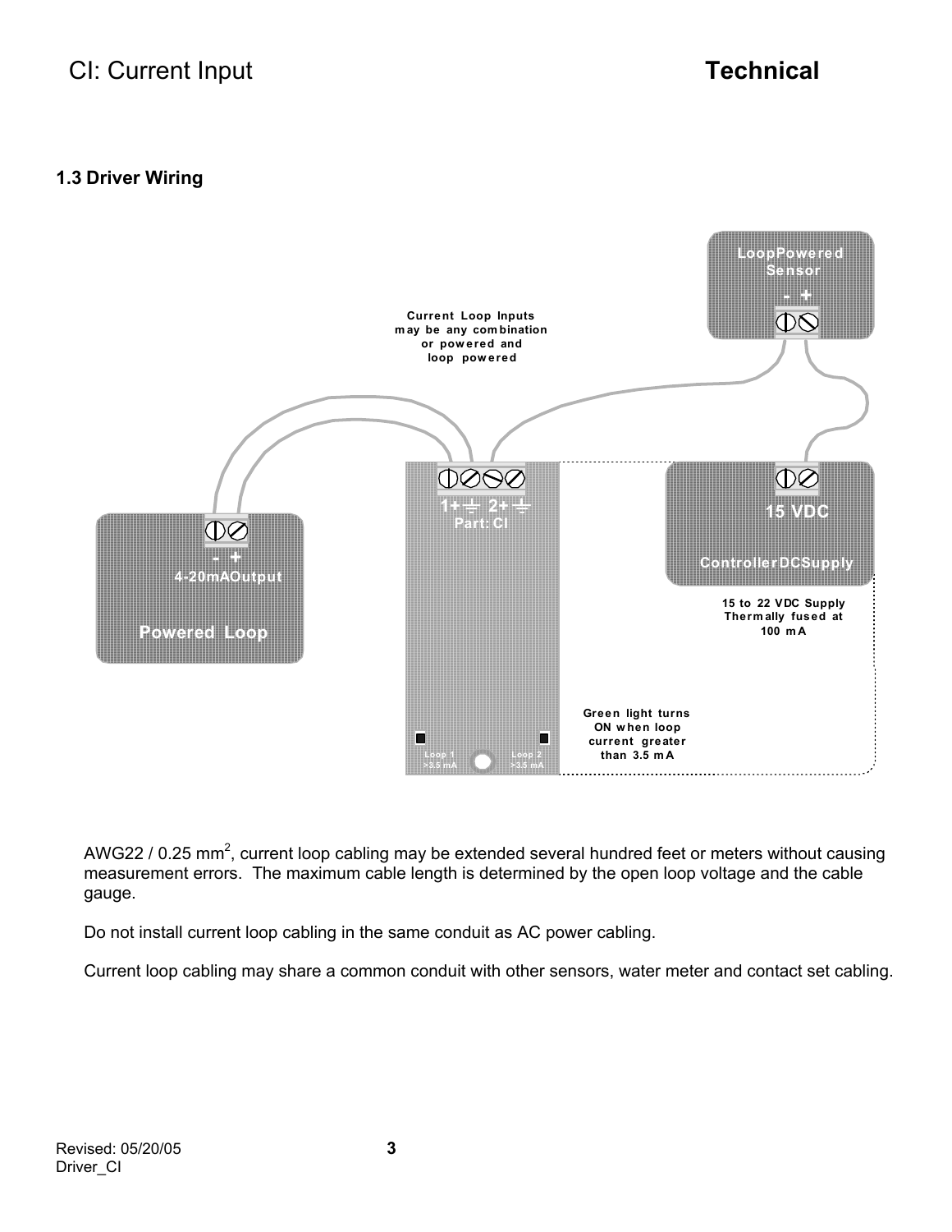# CI: Current Input **Technical**

## 1.3 Driver Wiring

Current Loop Inputs may be any combination or powered and loop powered

LoopPowered Sensor

- +

1+ ⏚ 2+ ⏚

Part: CI

15 VDC

ControllerDCSupply

- +

4-20mAOutput

Powered Loop

15 to 22 VDC Supply Thermally fused at 100 mA

Green light turns ON when loop current greater than 3.5 mA

Loop 1 >3.5 mA

Loop 2 >3.5 mA

AWG22 / 0.25 mm$^2$, current loop cabling may be extended several hundred feet or meters without causing measurement errors. The maximum cable length is determined by the open loop voltage and the cable gauge.

Do not install current loop cabling in the same conduit as AC power cabling.

Current loop cabling may share a common conduit with other sensors, water meter and contact set cabling.

Revised: 05/20/05
Driver_CI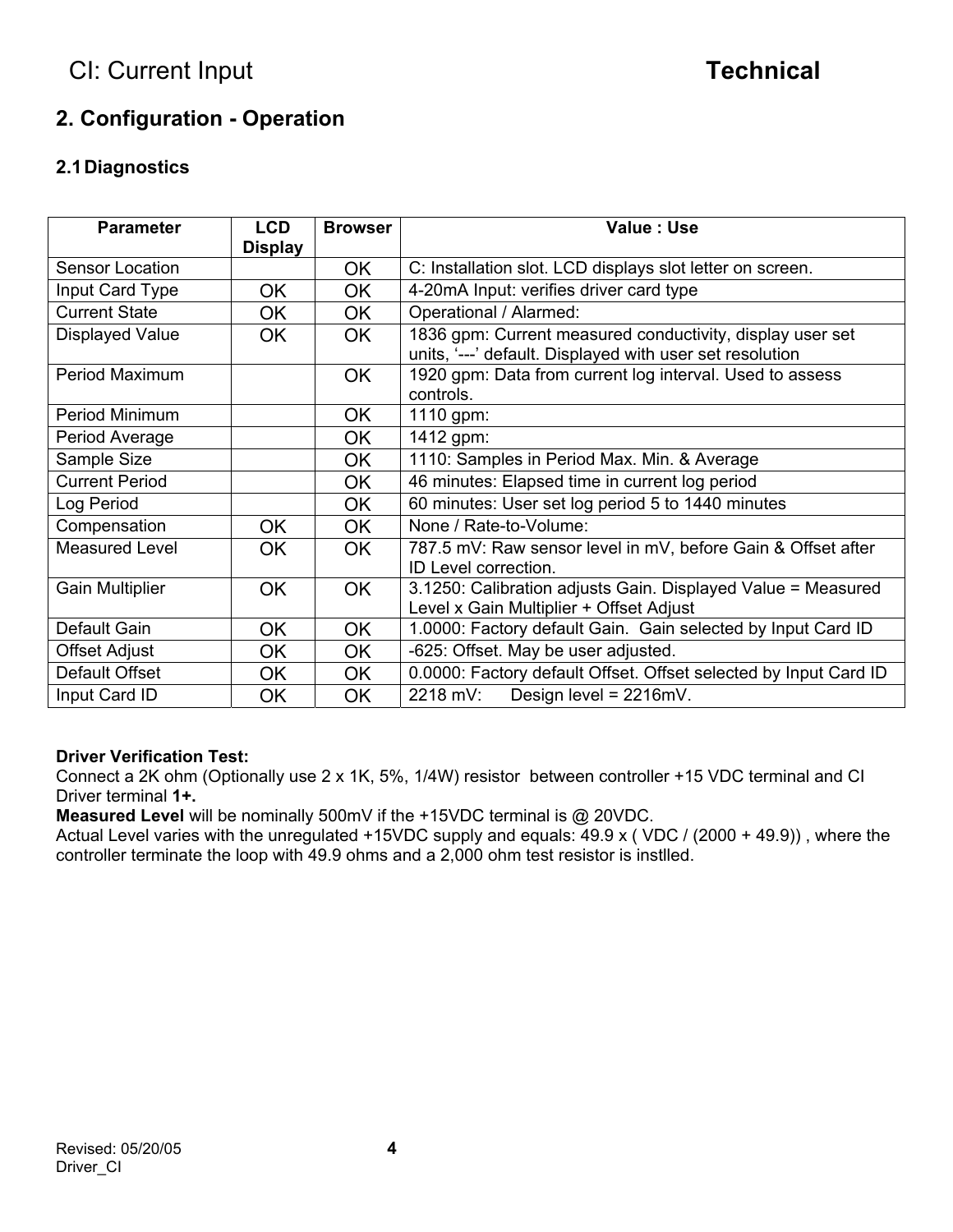CI: Current Input **Technical**

## 2. Configuration - Operation

### 2.1 Diagnostics

| Parameter | LCD Display | Browser | Value : Use |
|---|---|---|---|
| Sensor Location | | OK | C: Installation slot. LCD displays slot letter on screen. |
| Input Card Type | OK | OK | 4-20mA Input: verifies driver card type |
| Current State | OK | OK | Operational / Alarmed: |
| Displayed Value | OK | OK | 1836 gpm: Current measured conductivity, display user set units, '---' default. Displayed with user set resolution |
| Period Maximum | | OK | 1920 gpm: Data from current log interval. Used to assess controls. |
| Period Minimum | | OK | 1110 gpm: |
| Period Average | | OK | 1412 gpm: |
| Sample Size | | OK | 1110: Samples in Period Max. Min. & Average |
| Current Period | | OK | 46 minutes: Elapsed time in current log period |
| Log Period | | OK | 60 minutes: User set log period 5 to 1440 minutes |
| Compensation | OK | OK | None / Rate-to-Volume: |
| Measured Level | OK | OK | 787.5 mV: Raw sensor level in mV, before Gain & Offset after ID Level correction. |
| Gain Multiplier | OK | OK | 3.1250: Calibration adjusts Gain. Displayed Value = Measured Level x Gain Multiplier + Offset Adjust |
| Default Gain | OK | OK | 1.0000: Factory default Gain. Gain selected by Input Card ID |
| Offset Adjust | OK | OK | -625: Offset. May be user adjusted. |
| Default Offset | OK | OK | 0.0000: Factory default Offset. Offset selected by Input Card ID |
| Input Card ID | OK | OK | 2218 mV: Design level = 2216mV. |

**Driver Verification Test:**
Connect a 2K ohm (Optionally use 2 x 1K, 5%, 1/4W) resistor between controller +15 VDC terminal and CI Driver terminal **1+.**
**Measured Level** will be nominally 500mV if the +15VDC terminal is @ 20VDC.
Actual Level varies with the unregulated +15VDC supply and equals: 49.9 x ( VDC / (2000 + 49.9)) , where the controller terminate the loop with 49.9 ohms and a 2,000 ohm test resistor is instlled.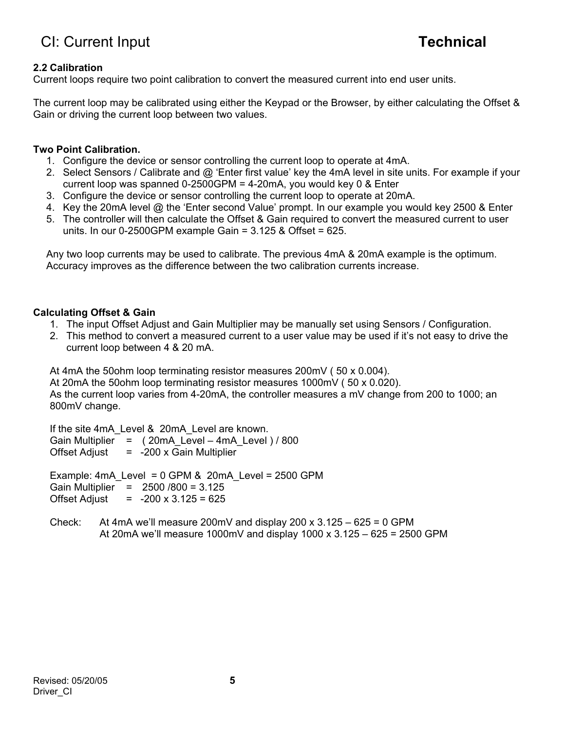# CI: Current Input **Technical**

### 2.2 Calibration

Current loops require two point calibration to convert the measured current into end user units.

The current loop may be calibrated using either the Keypad or the Browser, by either calculating the Offset & Gain or driving the current loop between two values.

**Two Point Calibration.**

1. Configure the device or sensor controlling the current loop to operate at 4mA.
2. Select Sensors / Calibrate and @ 'Enter first value' key the 4mA level in site units. For example if your current loop was spanned 0-2500GPM = 4-20mA, you would key 0 & Enter
3. Configure the device or sensor controlling the current loop to operate at 20mA.
4. Key the 20mA level @ the 'Enter second Value' prompt. In our example you would key 2500 & Enter
5. The controller will then calculate the Offset & Gain required to convert the measured current to user units. In our 0-2500GPM example Gain = 3.125 & Offset = 625.

Any two loop currents may be used to calibrate. The previous 4mA & 20mA example is the optimum. Accuracy improves as the difference between the two calibration currents increase.

**Calculating Offset & Gain**

1. The input Offset Adjust and Gain Multiplier may be manually set using Sensors / Configuration.
2. This method to convert a measured current to a user value may be used if it's not easy to drive the current loop between 4 & 20 mA.

At 4mA the 50ohm loop terminating resistor measures 200mV ( 50 x 0.004).
At 20mA the 50ohm loop terminating resistor measures 1000mV ( 50 x 0.020).
As the current loop varies from 4-20mA, the controller measures a mV change from 200 to 1000; an 800mV change.

If the site 4mA_Level & 20mA_Level are known.
Gain Multiplier = ( 20mA_Level – 4mA_Level ) / 800
Offset Adjust = -200 x Gain Multiplier

Example: 4mA_Level = 0 GPM & 20mA_Level = 2500 GPM
Gain Multiplier = 2500 /800 = 3.125
Offset Adjust = -200 x 3.125 = 625

Check: At 4mA we'll measure 200mV and display 200 x 3.125 – 625 = 0 GPM
At 20mA we'll measure 1000mV and display 1000 x 3.125 – 625 = 2500 GPM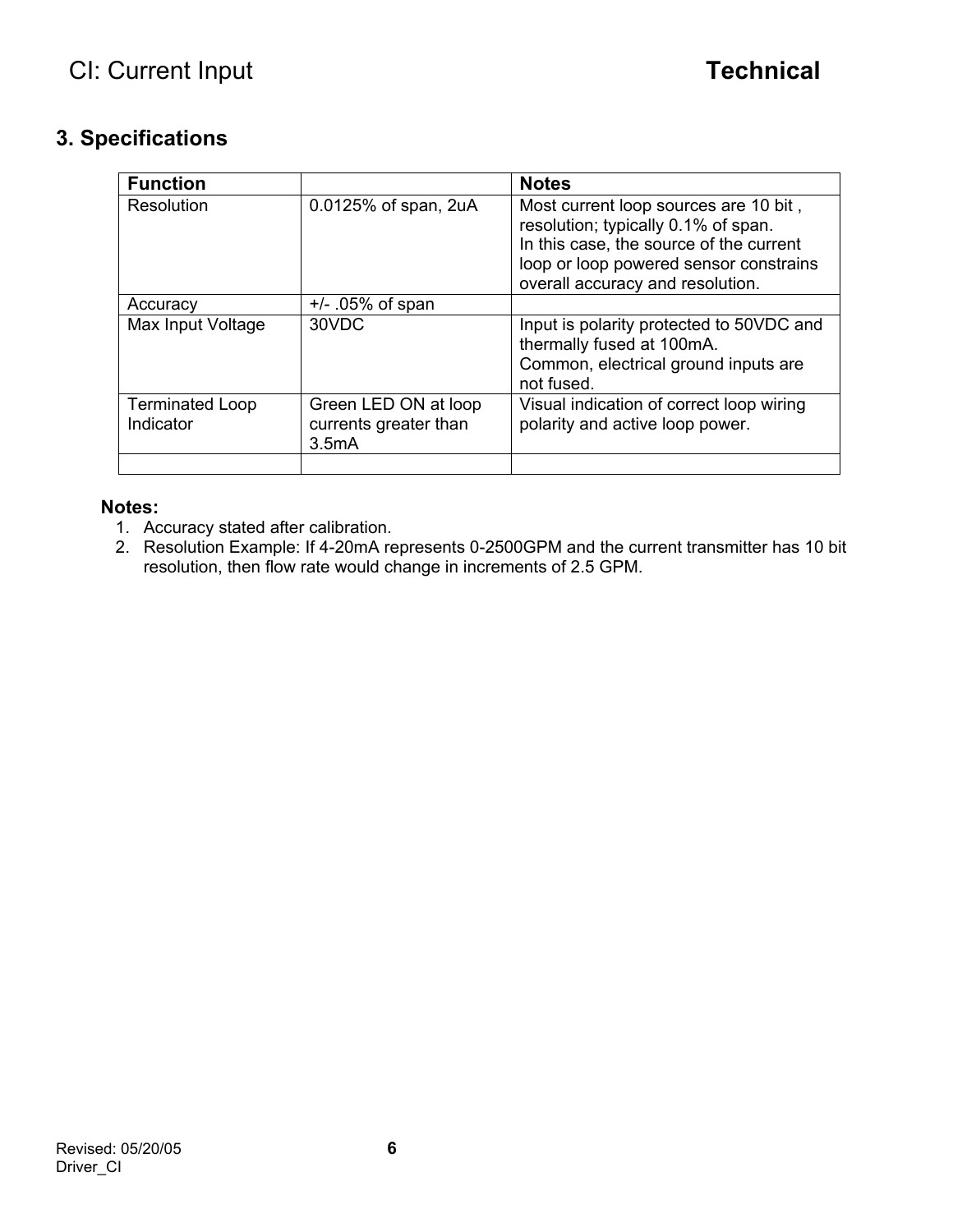## 3. Specifications

| Function | | Notes |
|---|---|---|
| Resolution | 0.0125% of span, 2uA | Most current loop sources are 10 bit , resolution; typically 0.1% of span. In this case, the source of the current loop or loop powered sensor constrains overall accuracy and resolution. |
| Accuracy | +/- .05% of span | |
| Max Input Voltage | 30VDC | Input is polarity protected to 50VDC and thermally fused at 100mA. Common, electrical ground inputs are not fused. |
| Terminated Loop Indicator | Green LED ON at loop currents greater than 3.5mA | Visual indication of correct loop wiring polarity and active loop power. |
| | | |

**Notes:**

1. Accuracy stated after calibration.
2. Resolution Example: If 4-20mA represents 0-2500GPM and the current transmitter has 10 bit resolution, then flow rate would change in increments of 2.5 GPM.